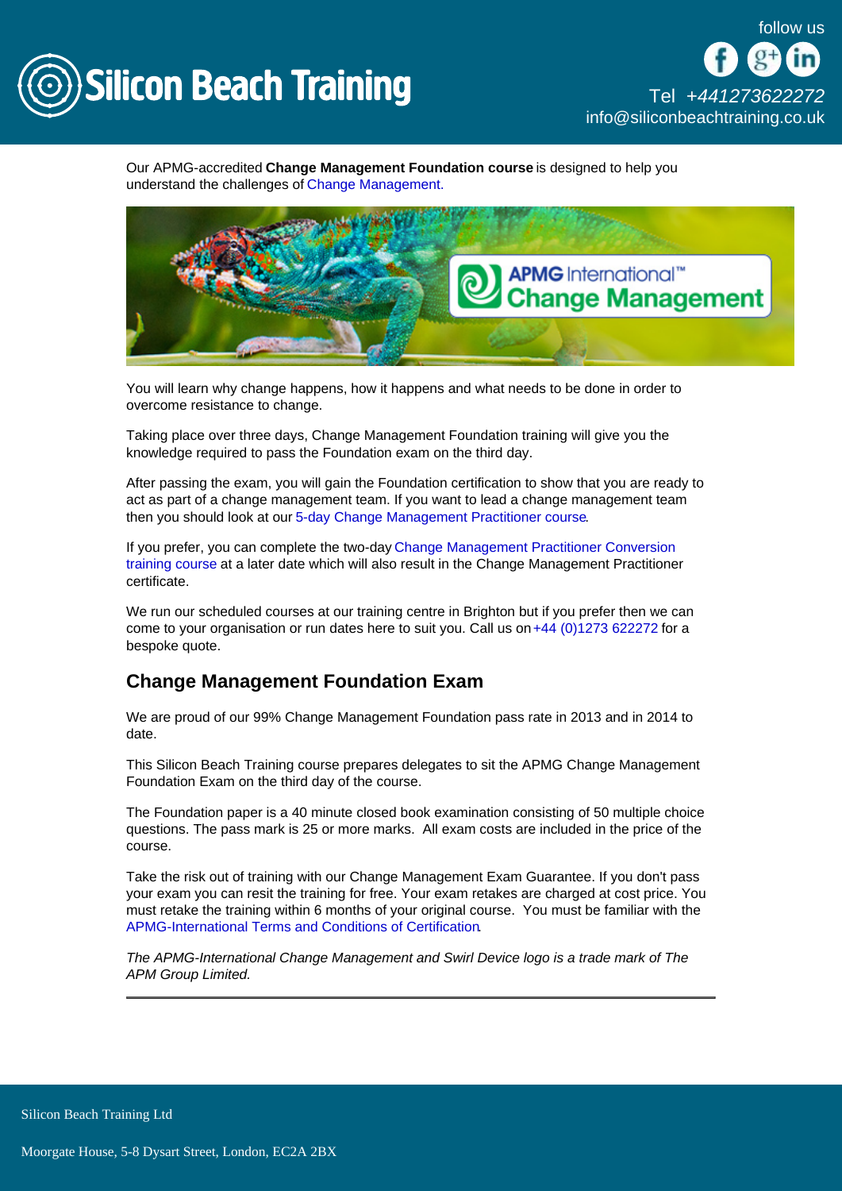Our APMG-accredited **Change Management Foundation course** is designed to help you understand the challenges of Change Management.

You will learn why change happens, how it happens and what needs to be done in order to overcome resistance to change.

Taking place over three days, Change Management Foundation training will give you the knowledge required to pass the Foundation exam on the third day.

After passing the exam, you will gain the Foundation certification to show that you are ready to act as part of a change management team. If you want to lead a change management team then you should look at our 5-day Change Management Practitioner course.

If you prefer, you can complete the two-day Change Management Practitioner Conversion training course at a later date which will also result in the Change Management Practitioner certificate.

We run our scheduled courses at our training centre in Brighton but if you prefer then we can come to your organisation or run dates here to suit you. Call us on +44 (0)1273 622272 for a bespoke quote.

## Change Management Foundation Exam

We are proud of our 99% Change Management Foundation pass rate in 2013 and in 2014 to date.

This Silicon Beach Training course prepares delegates to sit the APMG Change Management Foundation Exam on the third day of the course.

The Foundation paper is a 40 minute closed book examination consisting of 50 multiple choice questions. The pass mark is 25 or more marks. All exam costs are included in the price of the course.

Take the risk out of training with our Change Management Exam Guarantee. If you don't pass your exam you can resit the training for free. Your exam retakes are charged at cost price. You must retake the training within 6 months of your original course. You must be familiar with the APMG-International Terms and Conditions of Certification.

*The APMG-International Change Management and Swirl Device logo is a trade mark of The APM Group Limited.*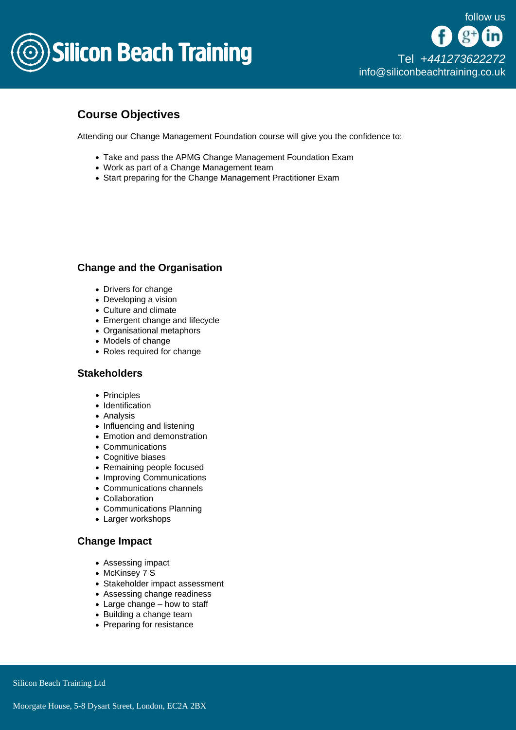## Course Objectives

Attending our Change Management Foundation course will give you the confidence to:

- Take and pass the APMG Change Management Foundation Exam
- Work as part of a Change Management team
- Start preparing for the Change Management Practitioner Exam

## Change and the Organisation

- Drivers for change
- Developing a vision
- Culture and climate
- Emergent change and lifecycle
- Organisational metaphors
- Models of change
- Roles required for change

## Stakeholders

- Principles
- Identification
- Analysis
- Influencing and listening
- Emotion and demonstration
- Communications
- Cognitive biases
- Remaining people focused
- Improving Communications
- Communications channels
- Collaboration
- Communications Planning
- Larger workshops

## Change Impact

- Assessing impact
- McKinsey 7 S
- Stakeholder impact assessment
- Assessing change readiness
- Large change – how to staff
- Building a change team
- Preparing for resistance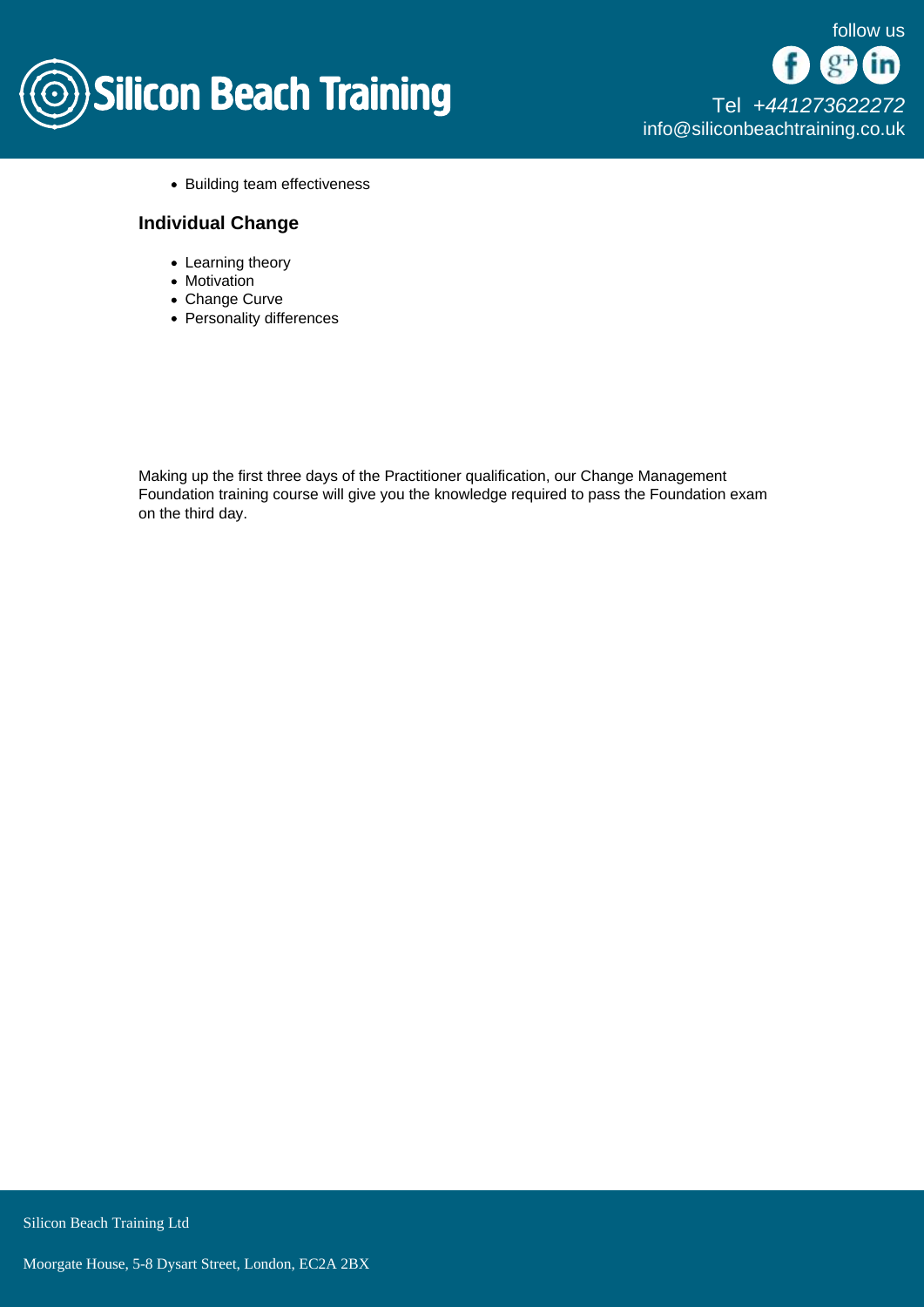- Building team effectiveness

### Individual Change

- Learning theory
- Motivation
- Change Curve
- Personality differences

Making up the first three days of the Practitioner qualification, our Change Management Foundation training course will give you the knowledge required to pass the Foundation exam on the third day.